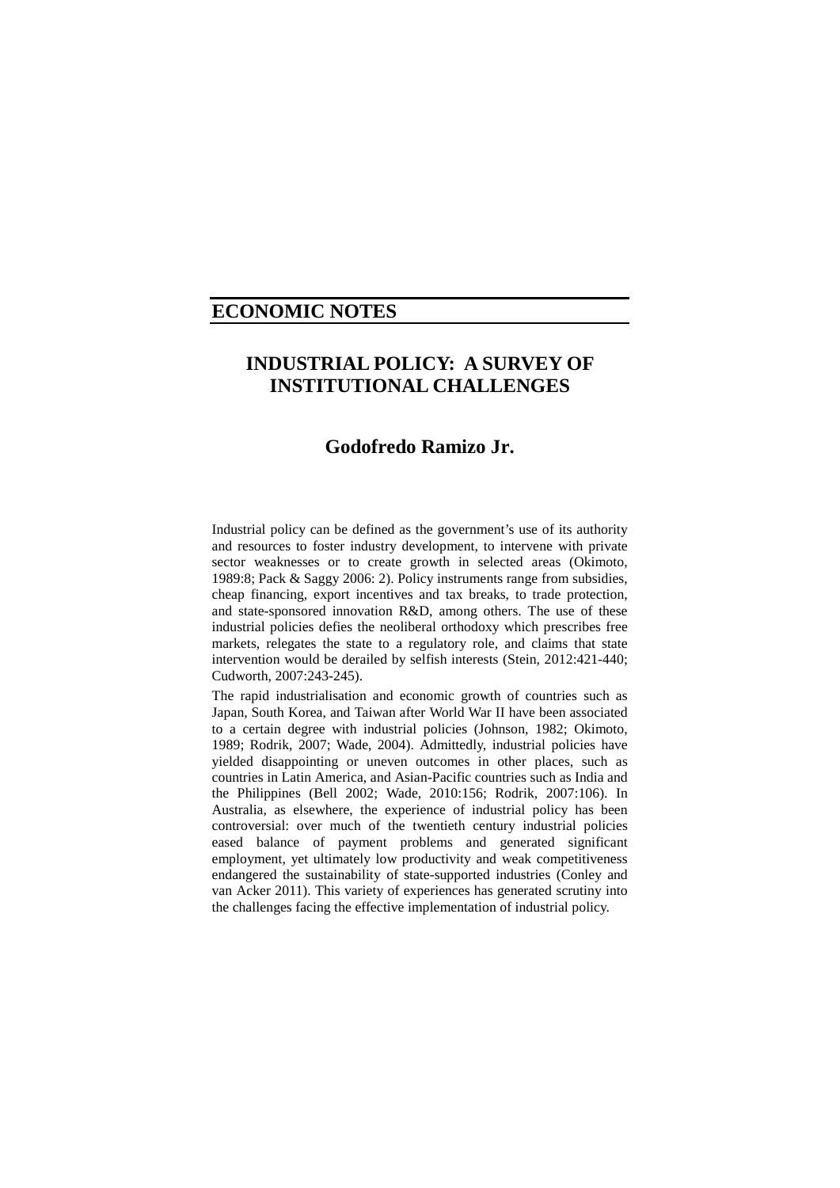## ECONOMIC NOTES

# INDUSTRIAL POLICY: A SURVEY OF INSTITUTIONAL CHALLENGES

### Godofredo Ramizo Jr.

Industrial policy can be defined as the government's use of its authority and resources to foster industry development, to intervene with private sector weaknesses or to create growth in selected areas (Okimoto, 1989:8; Pack & Saggy 2006: 2). Policy instruments range from subsidies, cheap financing, export incentives and tax breaks, to trade protection, and state-sponsored innovation R&D, among others. The use of these industrial policies defies the neoliberal orthodoxy which prescribes free markets, relegates the state to a regulatory role, and claims that state intervention would be derailed by selfish interests (Stein, 2012:421-440; Cudworth, 2007:243-245).

The rapid industrialisation and economic growth of countries such as Japan, South Korea, and Taiwan after World War II have been associated to a certain degree with industrial policies (Johnson, 1982; Okimoto, 1989; Rodrik, 2007; Wade, 2004). Admittedly, industrial policies have yielded disappointing or uneven outcomes in other places, such as countries in Latin America, and Asian-Pacific countries such as India and the Philippines (Bell 2002; Wade, 2010:156; Rodrik, 2007:106). In Australia, as elsewhere, the experience of industrial policy has been controversial: over much of the twentieth century industrial policies eased balance of payment problems and generated significant employment, yet ultimately low productivity and weak competitiveness endangered the sustainability of state-supported industries (Conley and van Acker 2011). This variety of experiences has generated scrutiny into the challenges facing the effective implementation of industrial policy.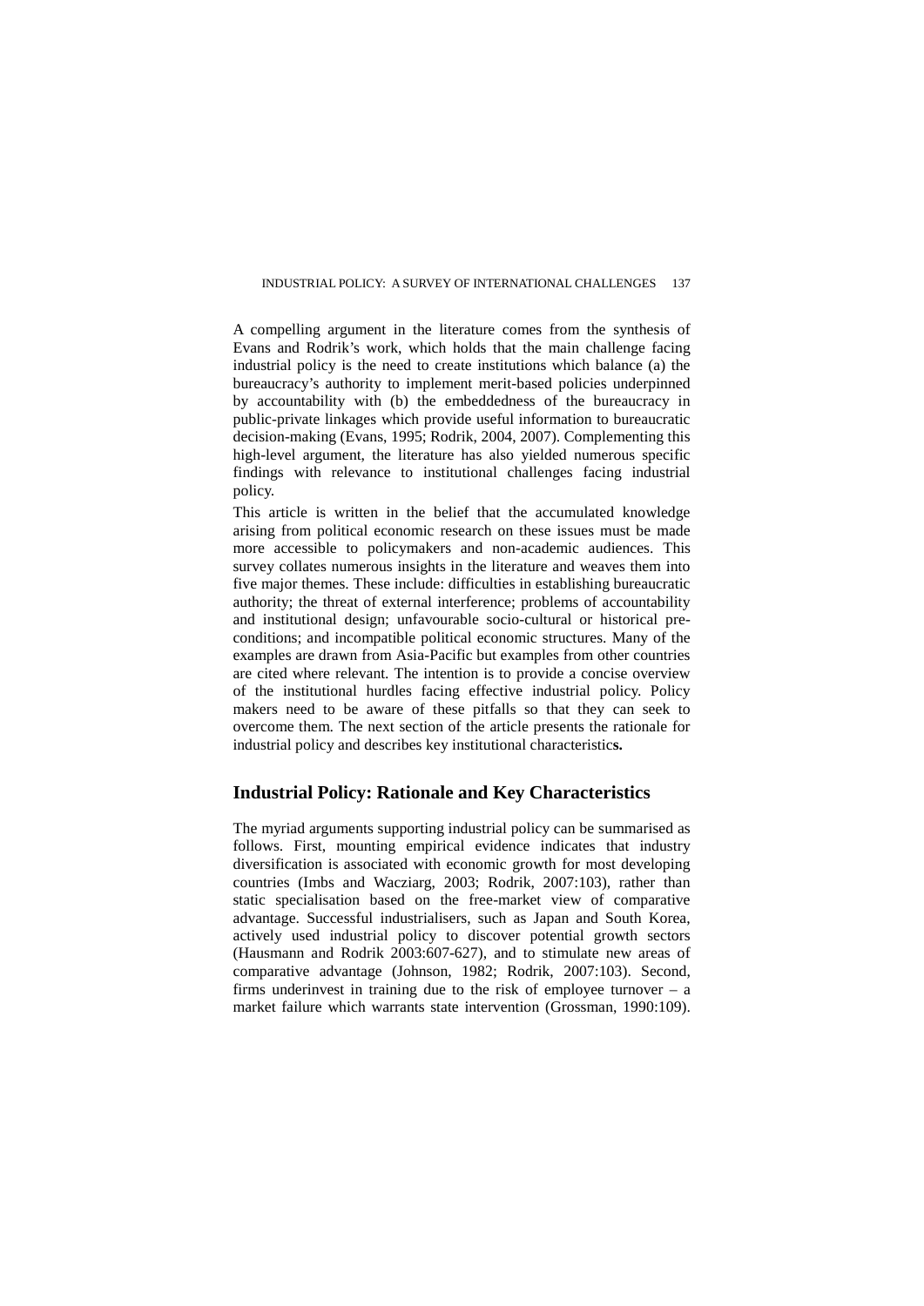A compelling argument in the literature comes from the synthesis of Evans and Rodrik's work, which holds that the main challenge facing industrial policy is the need to create institutions which balance (a) the bureaucracy's authority to implement merit-based policies underpinned by accountability with (b) the embeddedness of the bureaucracy in public-private linkages which provide useful information to bureaucratic decision-making (Evans, 1995; Rodrik, 2004, 2007). Complementing this high-level argument, the literature has also yielded numerous specific findings with relevance to institutional challenges facing industrial policy.

This article is written in the belief that the accumulated knowledge arising from political economic research on these issues must be made more accessible to policymakers and non-academic audiences. This survey collates numerous insights in the literature and weaves them into five major themes. These include: difficulties in establishing bureaucratic authority; the threat of external interference; problems of accountability and institutional design; unfavourable socio-cultural or historical pre-conditions; and incompatible political economic structures. Many of the examples are drawn from Asia-Pacific but examples from other countries are cited where relevant. The intention is to provide a concise overview of the institutional hurdles facing effective industrial policy. Policy makers need to be aware of these pitfalls so that they can seek to overcome them. The next section of the article presents the rationale for industrial policy and describes key institutional characteristics.

## Industrial Policy: Rationale and Key Characteristics

The myriad arguments supporting industrial policy can be summarised as follows. First, mounting empirical evidence indicates that industry diversification is associated with economic growth for most developing countries (Imbs and Wacziarg, 2003; Rodrik, 2007:103), rather than static specialisation based on the free-market view of comparative advantage. Successful industrialisers, such as Japan and South Korea, actively used industrial policy to discover potential growth sectors (Hausmann and Rodrik 2003:607-627), and to stimulate new areas of comparative advantage (Johnson, 1982; Rodrik, 2007:103). Second, firms underinvest in training due to the risk of employee turnover – a market failure which warrants state intervention (Grossman, 1990:109).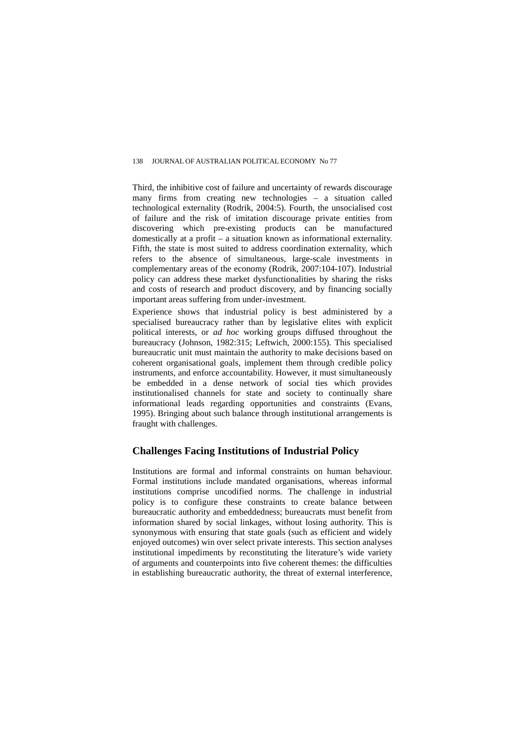Third, the inhibitive cost of failure and uncertainty of rewards discourage many firms from creating new technologies – a situation called technological externality (Rodrik, 2004:5). Fourth, the unsocialised cost of failure and the risk of imitation discourage private entities from discovering which pre-existing products can be manufactured domestically at a profit – a situation known as informational externality. Fifth, the state is most suited to address coordination externality, which refers to the absence of simultaneous, large-scale investments in complementary areas of the economy (Rodrik, 2007:104-107). Industrial policy can address these market dysfunctionalities by sharing the risks and costs of research and product discovery, and by financing socially important areas suffering from under-investment.

Experience shows that industrial policy is best administered by a specialised bureaucracy rather than by legislative elites with explicit political interests, or *ad hoc* working groups diffused throughout the bureaucracy (Johnson, 1982:315; Leftwich, 2000:155). This specialised bureaucratic unit must maintain the authority to make decisions based on coherent organisational goals, implement them through credible policy instruments, and enforce accountability. However, it must simultaneously be embedded in a dense network of social ties which provides institutionalised channels for state and society to continually share informational leads regarding opportunities and constraints (Evans, 1995). Bringing about such balance through institutional arrangements is fraught with challenges.

## Challenges Facing Institutions of Industrial Policy

Institutions are formal and informal constraints on human behaviour. Formal institutions include mandated organisations, whereas informal institutions comprise uncodified norms. The challenge in industrial policy is to configure these constraints to create balance between bureaucratic authority and embeddedness; bureaucrats must benefit from information shared by social linkages, without losing authority. This is synonymous with ensuring that state goals (such as efficient and widely enjoyed outcomes) win over select private interests. This section analyses institutional impediments by reconstituting the literature's wide variety of arguments and counterpoints into five coherent themes: the difficulties in establishing bureaucratic authority, the threat of external interference,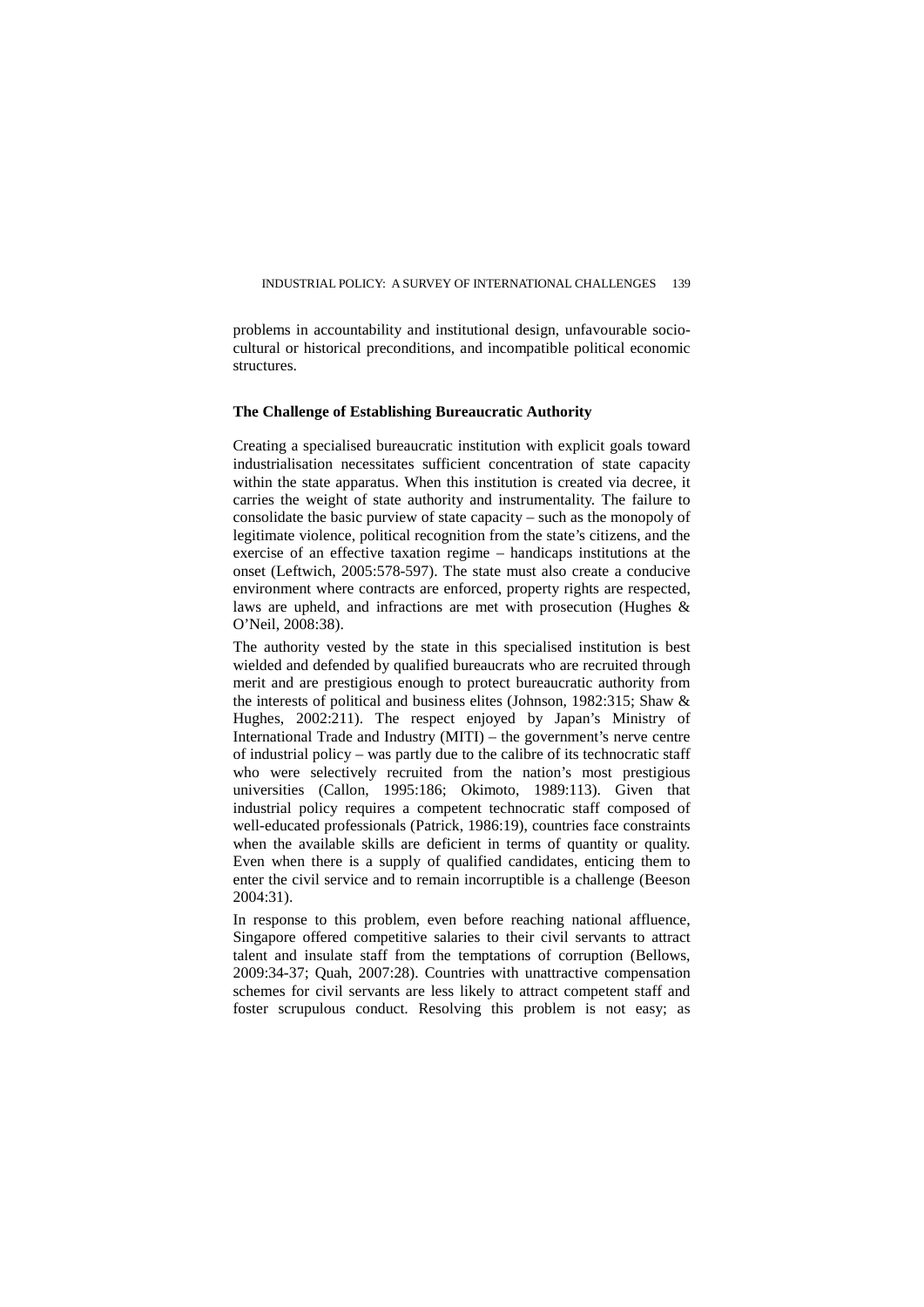problems in accountability and institutional design, unfavourable socio-cultural or historical preconditions, and incompatible political economic structures.

**The Challenge of Establishing Bureaucratic Authority**

Creating a specialised bureaucratic institution with explicit goals toward industrialisation necessitates sufficient concentration of state capacity within the state apparatus. When this institution is created via decree, it carries the weight of state authority and instrumentality. The failure to consolidate the basic purview of state capacity – such as the monopoly of legitimate violence, political recognition from the state's citizens, and the exercise of an effective taxation regime – handicaps institutions at the onset (Leftwich, 2005:578-597). The state must also create a conducive environment where contracts are enforced, property rights are respected, laws are upheld, and infractions are met with prosecution (Hughes & O'Neil, 2008:38).

The authority vested by the state in this specialised institution is best wielded and defended by qualified bureaucrats who are recruited through merit and are prestigious enough to protect bureaucratic authority from the interests of political and business elites (Johnson, 1982:315; Shaw & Hughes, 2002:211). The respect enjoyed by Japan's Ministry of International Trade and Industry (MITI) – the government's nerve centre of industrial policy – was partly due to the calibre of its technocratic staff who were selectively recruited from the nation's most prestigious universities (Callon, 1995:186; Okimoto, 1989:113). Given that industrial policy requires a competent technocratic staff composed of well-educated professionals (Patrick, 1986:19), countries face constraints when the available skills are deficient in terms of quantity or quality. Even when there is a supply of qualified candidates, enticing them to enter the civil service and to remain incorruptible is a challenge (Beeson 2004:31).

In response to this problem, even before reaching national affluence, Singapore offered competitive salaries to their civil servants to attract talent and insulate staff from the temptations of corruption (Bellows, 2009:34-37; Quah, 2007:28). Countries with unattractive compensation schemes for civil servants are less likely to attract competent staff and foster scrupulous conduct. Resolving this problem is not easy; as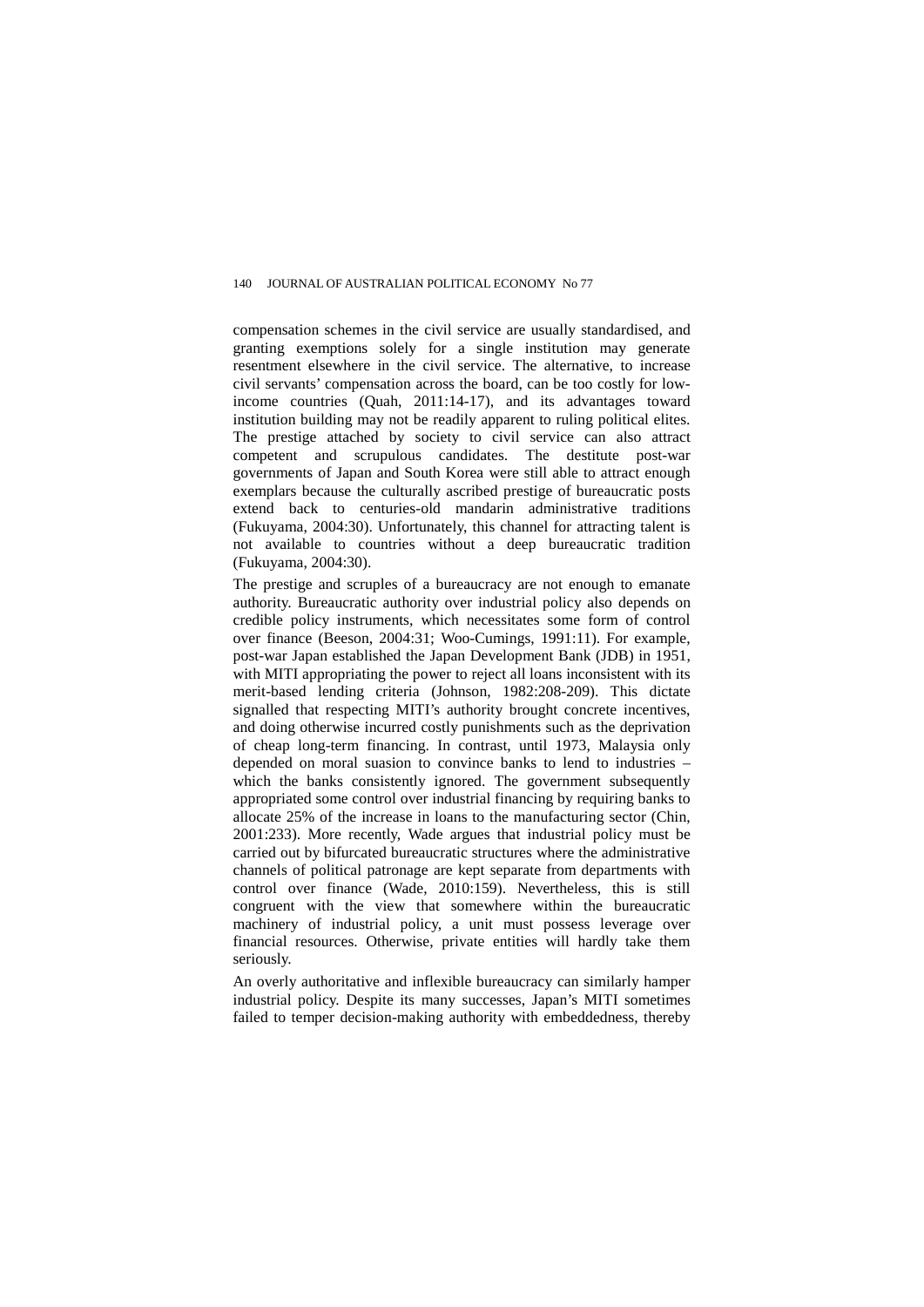compensation schemes in the civil service are usually standardised, and granting exemptions solely for a single institution may generate resentment elsewhere in the civil service. The alternative, to increase civil servants' compensation across the board, can be too costly for low-income countries (Quah, 2011:14-17), and its advantages toward institution building may not be readily apparent to ruling political elites. The prestige attached by society to civil service can also attract competent and scrupulous candidates. The destitute post-war governments of Japan and South Korea were still able to attract enough exemplars because the culturally ascribed prestige of bureaucratic posts extend back to centuries-old mandarin administrative traditions (Fukuyama, 2004:30). Unfortunately, this channel for attracting talent is not available to countries without a deep bureaucratic tradition (Fukuyama, 2004:30).

The prestige and scruples of a bureaucracy are not enough to emanate authority. Bureaucratic authority over industrial policy also depends on credible policy instruments, which necessitates some form of control over finance (Beeson, 2004:31; Woo-Cumings, 1991:11). For example, post-war Japan established the Japan Development Bank (JDB) in 1951, with MITI appropriating the power to reject all loans inconsistent with its merit-based lending criteria (Johnson, 1982:208-209). This dictate signalled that respecting MITI's authority brought concrete incentives, and doing otherwise incurred costly punishments such as the deprivation of cheap long-term financing. In contrast, until 1973, Malaysia only depended on moral suasion to convince banks to lend to industries – which the banks consistently ignored. The government subsequently appropriated some control over industrial financing by requiring banks to allocate 25% of the increase in loans to the manufacturing sector (Chin, 2001:233). More recently, Wade argues that industrial policy must be carried out by bifurcated bureaucratic structures where the administrative channels of political patronage are kept separate from departments with control over finance (Wade, 2010:159). Nevertheless, this is still congruent with the view that somewhere within the bureaucratic machinery of industrial policy, a unit must possess leverage over financial resources. Otherwise, private entities will hardly take them seriously.

An overly authoritative and inflexible bureaucracy can similarly hamper industrial policy. Despite its many successes, Japan's MITI sometimes failed to temper decision-making authority with embeddedness, thereby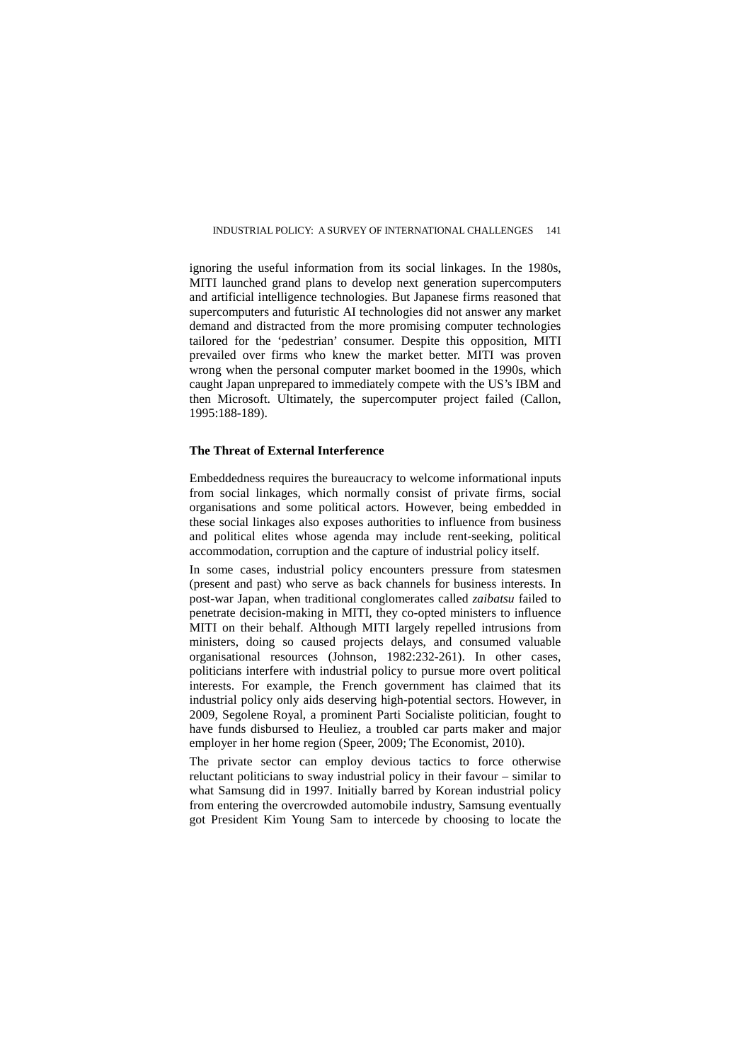ignoring the useful information from its social linkages. In the 1980s, MITI launched grand plans to develop next generation supercomputers and artificial intelligence technologies. But Japanese firms reasoned that supercomputers and futuristic AI technologies did not answer any market demand and distracted from the more promising computer technologies tailored for the 'pedestrian' consumer. Despite this opposition, MITI prevailed over firms who knew the market better. MITI was proven wrong when the personal computer market boomed in the 1990s, which caught Japan unprepared to immediately compete with the US's IBM and then Microsoft. Ultimately, the supercomputer project failed (Callon, 1995:188-189).

**The Threat of External Interference**

Embeddedness requires the bureaucracy to welcome informational inputs from social linkages, which normally consist of private firms, social organisations and some political actors. However, being embedded in these social linkages also exposes authorities to influence from business and political elites whose agenda may include rent-seeking, political accommodation, corruption and the capture of industrial policy itself.

In some cases, industrial policy encounters pressure from statesmen (present and past) who serve as back channels for business interests. In post-war Japan, when traditional conglomerates called *zaibatsu* failed to penetrate decision-making in MITI, they co-opted ministers to influence MITI on their behalf. Although MITI largely repelled intrusions from ministers, doing so caused projects delays, and consumed valuable organisational resources (Johnson, 1982:232-261). In other cases, politicians interfere with industrial policy to pursue more overt political interests. For example, the French government has claimed that its industrial policy only aids deserving high-potential sectors. However, in 2009, Segolene Royal, a prominent Parti Socialiste politician, fought to have funds disbursed to Heuliez, a troubled car parts maker and major employer in her home region (Speer, 2009; The Economist, 2010).

The private sector can employ devious tactics to force otherwise reluctant politicians to sway industrial policy in their favour – similar to what Samsung did in 1997. Initially barred by Korean industrial policy from entering the overcrowded automobile industry, Samsung eventually got President Kim Young Sam to intercede by choosing to locate the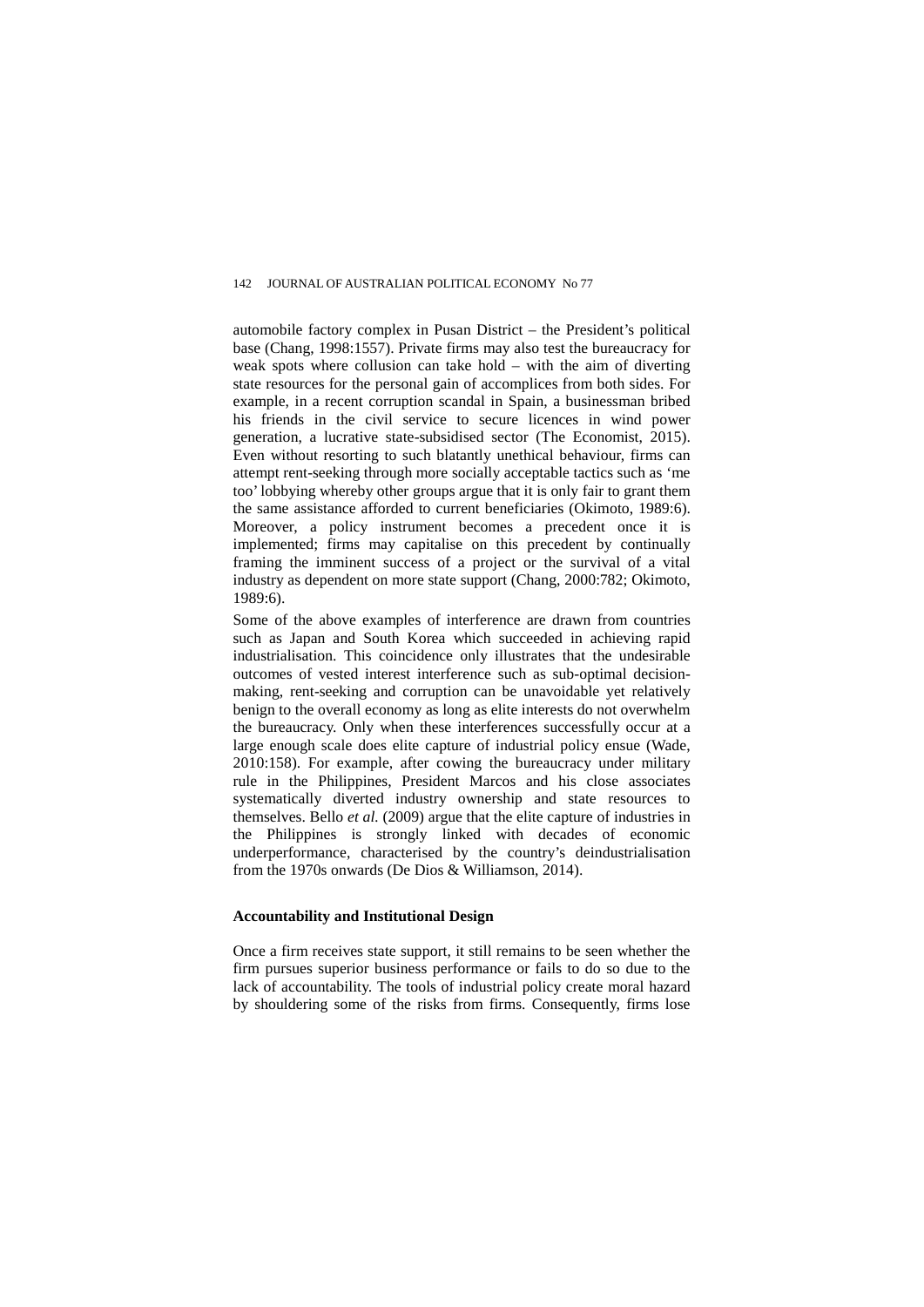automobile factory complex in Pusan District – the President's political base (Chang, 1998:1557). Private firms may also test the bureaucracy for weak spots where collusion can take hold – with the aim of diverting state resources for the personal gain of accomplices from both sides. For example, in a recent corruption scandal in Spain, a businessman bribed his friends in the civil service to secure licences in wind power generation, a lucrative state-subsidised sector (The Economist, 2015). Even without resorting to such blatantly unethical behaviour, firms can attempt rent-seeking through more socially acceptable tactics such as 'me too' lobbying whereby other groups argue that it is only fair to grant them the same assistance afforded to current beneficiaries (Okimoto, 1989:6). Moreover, a policy instrument becomes a precedent once it is implemented; firms may capitalise on this precedent by continually framing the imminent success of a project or the survival of a vital industry as dependent on more state support (Chang, 2000:782; Okimoto, 1989:6).

Some of the above examples of interference are drawn from countries such as Japan and South Korea which succeeded in achieving rapid industrialisation. This coincidence only illustrates that the undesirable outcomes of vested interest interference such as sub-optimal decision-making, rent-seeking and corruption can be unavoidable yet relatively benign to the overall economy as long as elite interests do not overwhelm the bureaucracy. Only when these interferences successfully occur at a large enough scale does elite capture of industrial policy ensue (Wade, 2010:158). For example, after cowing the bureaucracy under military rule in the Philippines, President Marcos and his close associates systematically diverted industry ownership and state resources to themselves. Bello *et al.* (2009) argue that the elite capture of industries in the Philippines is strongly linked with decades of economic underperformance, characterised by the country's deindustrialisation from the 1970s onwards (De Dios & Williamson, 2014).

### Accountability and Institutional Design

Once a firm receives state support, it still remains to be seen whether the firm pursues superior business performance or fails to do so due to the lack of accountability. The tools of industrial policy create moral hazard by shouldering some of the risks from firms. Consequently, firms lose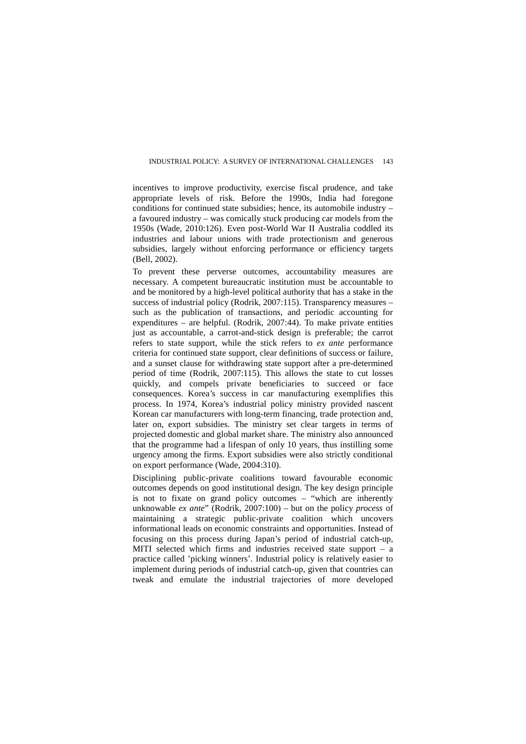incentives to improve productivity, exercise fiscal prudence, and take appropriate levels of risk. Before the 1990s, India had foregone conditions for continued state subsidies; hence, its automobile industry – a favoured industry – was comically stuck producing car models from the 1950s (Wade, 2010:126). Even post-World War II Australia coddled its industries and labour unions with trade protectionism and generous subsidies, largely without enforcing performance or efficiency targets (Bell, 2002).

To prevent these perverse outcomes, accountability measures are necessary. A competent bureaucratic institution must be accountable to and be monitored by a high-level political authority that has a stake in the success of industrial policy (Rodrik, 2007:115). Transparency measures – such as the publication of transactions, and periodic accounting for expenditures – are helpful. (Rodrik, 2007:44). To make private entities just as accountable, a carrot-and-stick design is preferable; the carrot refers to state support, while the stick refers to *ex ante* performance criteria for continued state support, clear definitions of success or failure, and a sunset clause for withdrawing state support after a pre-determined period of time (Rodrik, 2007:115). This allows the state to cut losses quickly, and compels private beneficiaries to succeed or face consequences. Korea's success in car manufacturing exemplifies this process. In 1974, Korea's industrial policy ministry provided nascent Korean car manufacturers with long-term financing, trade protection and, later on, export subsidies. The ministry set clear targets in terms of projected domestic and global market share. The ministry also announced that the programme had a lifespan of only 10 years, thus instilling some urgency among the firms. Export subsidies were also strictly conditional on export performance (Wade, 2004:310).

Disciplining public-private coalitions toward favourable economic outcomes depends on good institutional design. The key design principle is not to fixate on grand policy outcomes – "which are inherently unknowable *ex ante*" (Rodrik, 2007:100) – but on the policy *process* of maintaining a strategic public-private coalition which uncovers informational leads on economic constraints and opportunities. Instead of focusing on this process during Japan's period of industrial catch-up, MITI selected which firms and industries received state support – a practice called 'picking winners'. Industrial policy is relatively easier to implement during periods of industrial catch-up, given that countries can tweak and emulate the industrial trajectories of more developed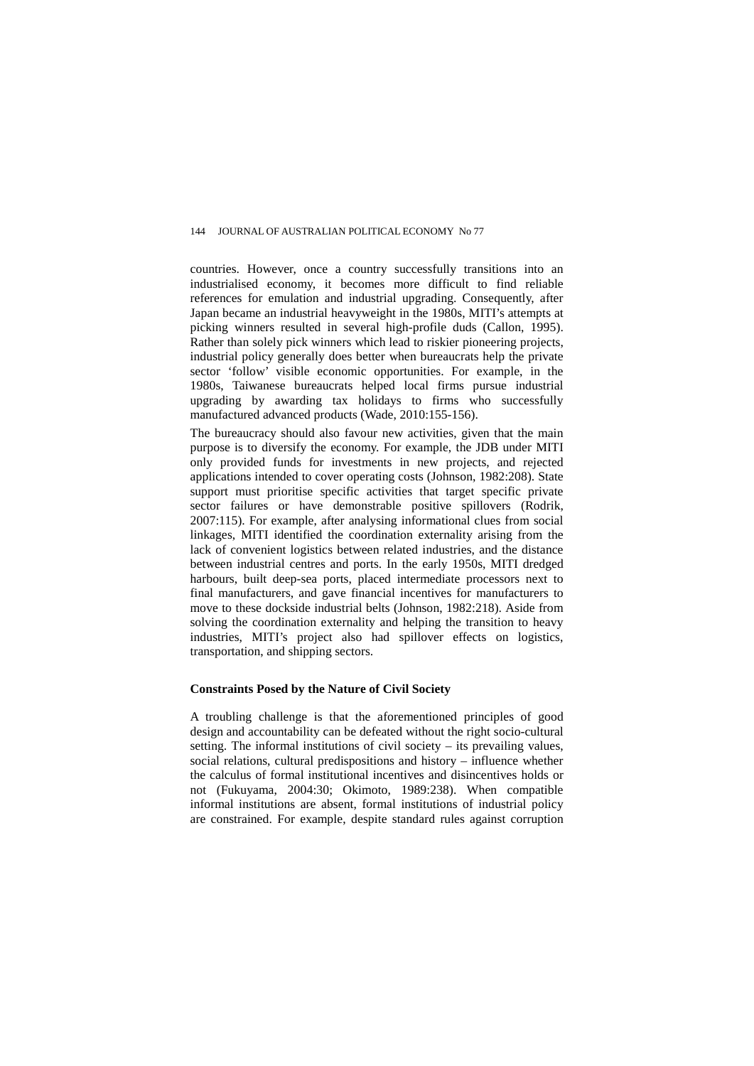countries. However, once a country successfully transitions into an industrialised economy, it becomes more difficult to find reliable references for emulation and industrial upgrading. Consequently, after Japan became an industrial heavyweight in the 1980s, MITI's attempts at picking winners resulted in several high-profile duds (Callon, 1995). Rather than solely pick winners which lead to riskier pioneering projects, industrial policy generally does better when bureaucrats help the private sector 'follow' visible economic opportunities. For example, in the 1980s, Taiwanese bureaucrats helped local firms pursue industrial upgrading by awarding tax holidays to firms who successfully manufactured advanced products (Wade, 2010:155-156).

The bureaucracy should also favour new activities, given that the main purpose is to diversify the economy. For example, the JDB under MITI only provided funds for investments in new projects, and rejected applications intended to cover operating costs (Johnson, 1982:208). State support must prioritise specific activities that target specific private sector failures or have demonstrable positive spillovers (Rodrik, 2007:115). For example, after analysing informational clues from social linkages, MITI identified the coordination externality arising from the lack of convenient logistics between related industries, and the distance between industrial centres and ports. In the early 1950s, MITI dredged harbours, built deep-sea ports, placed intermediate processors next to final manufacturers, and gave financial incentives for manufacturers to move to these dockside industrial belts (Johnson, 1982:218). Aside from solving the coordination externality and helping the transition to heavy industries, MITI's project also had spillover effects on logistics, transportation, and shipping sectors.

#### Constraints Posed by the Nature of Civil Society

A troubling challenge is that the aforementioned principles of good design and accountability can be defeated without the right socio-cultural setting. The informal institutions of civil society – its prevailing values, social relations, cultural predispositions and history – influence whether the calculus of formal institutional incentives and disincentives holds or not (Fukuyama, 2004:30; Okimoto, 1989:238). When compatible informal institutions are absent, formal institutions of industrial policy are constrained. For example, despite standard rules against corruption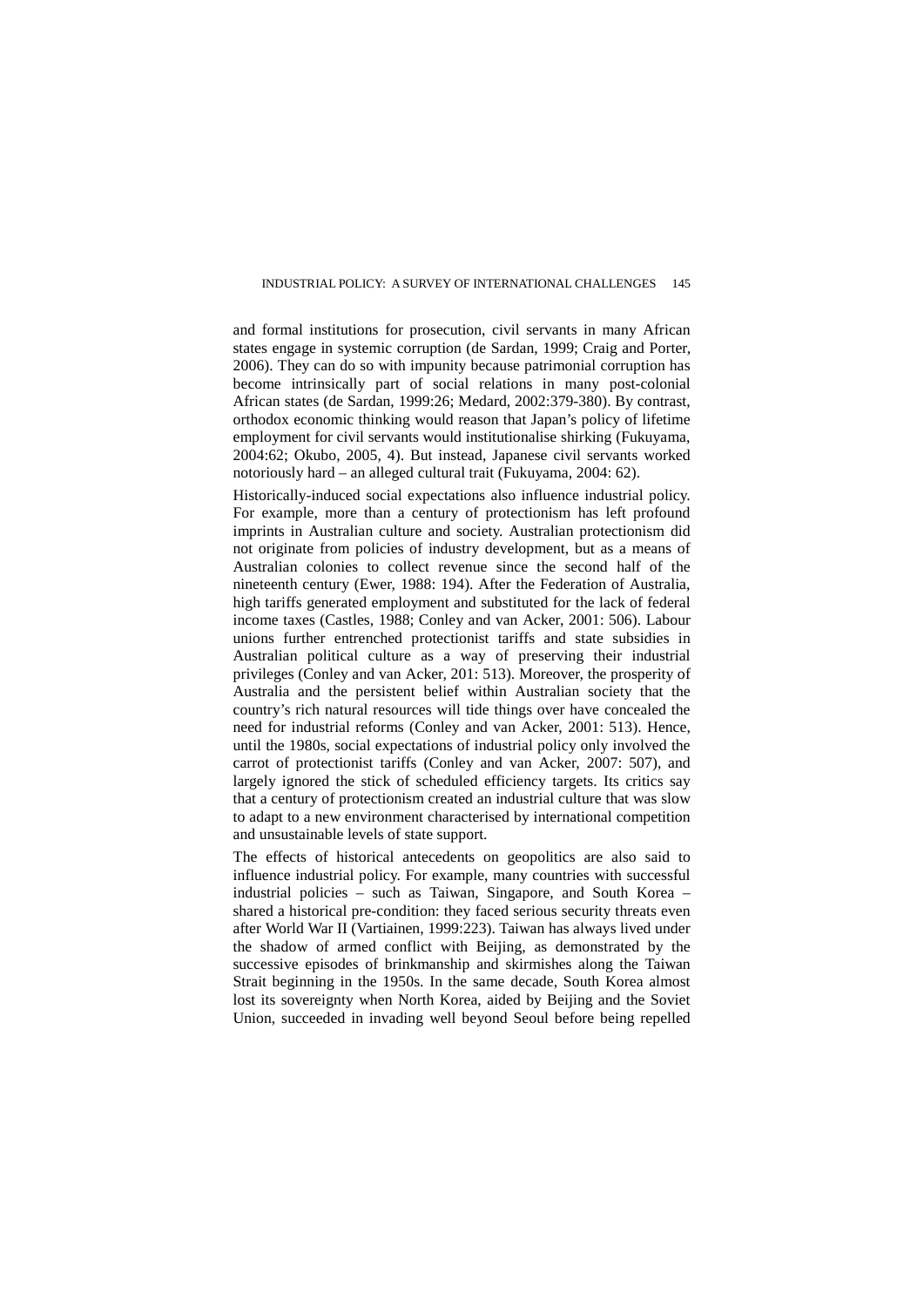and formal institutions for prosecution, civil servants in many African states engage in systemic corruption (de Sardan, 1999; Craig and Porter, 2006). They can do so with impunity because patrimonial corruption has become intrinsically part of social relations in many post-colonial African states (de Sardan, 1999:26; Medard, 2002:379-380). By contrast, orthodox economic thinking would reason that Japan's policy of lifetime employment for civil servants would institutionalise shirking (Fukuyama, 2004:62; Okubo, 2005, 4). But instead, Japanese civil servants worked notoriously hard – an alleged cultural trait (Fukuyama, 2004: 62).

Historically-induced social expectations also influence industrial policy. For example, more than a century of protectionism has left profound imprints in Australian culture and society. Australian protectionism did not originate from policies of industry development, but as a means of Australian colonies to collect revenue since the second half of the nineteenth century (Ewer, 1988: 194). After the Federation of Australia, high tariffs generated employment and substituted for the lack of federal income taxes (Castles, 1988; Conley and van Acker, 2001: 506). Labour unions further entrenched protectionist tariffs and state subsidies in Australian political culture as a way of preserving their industrial privileges (Conley and van Acker, 201: 513). Moreover, the prosperity of Australia and the persistent belief within Australian society that the country's rich natural resources will tide things over have concealed the need for industrial reforms (Conley and van Acker, 2001: 513). Hence, until the 1980s, social expectations of industrial policy only involved the carrot of protectionist tariffs (Conley and van Acker, 2007: 507), and largely ignored the stick of scheduled efficiency targets. Its critics say that a century of protectionism created an industrial culture that was slow to adapt to a new environment characterised by international competition and unsustainable levels of state support.

The effects of historical antecedents on geopolitics are also said to influence industrial policy. For example, many countries with successful industrial policies – such as Taiwan, Singapore, and South Korea – shared a historical pre-condition: they faced serious security threats even after World War II (Vartiainen, 1999:223). Taiwan has always lived under the shadow of armed conflict with Beijing, as demonstrated by the successive episodes of brinkmanship and skirmishes along the Taiwan Strait beginning in the 1950s. In the same decade, South Korea almost lost its sovereignty when North Korea, aided by Beijing and the Soviet Union, succeeded in invading well beyond Seoul before being repelled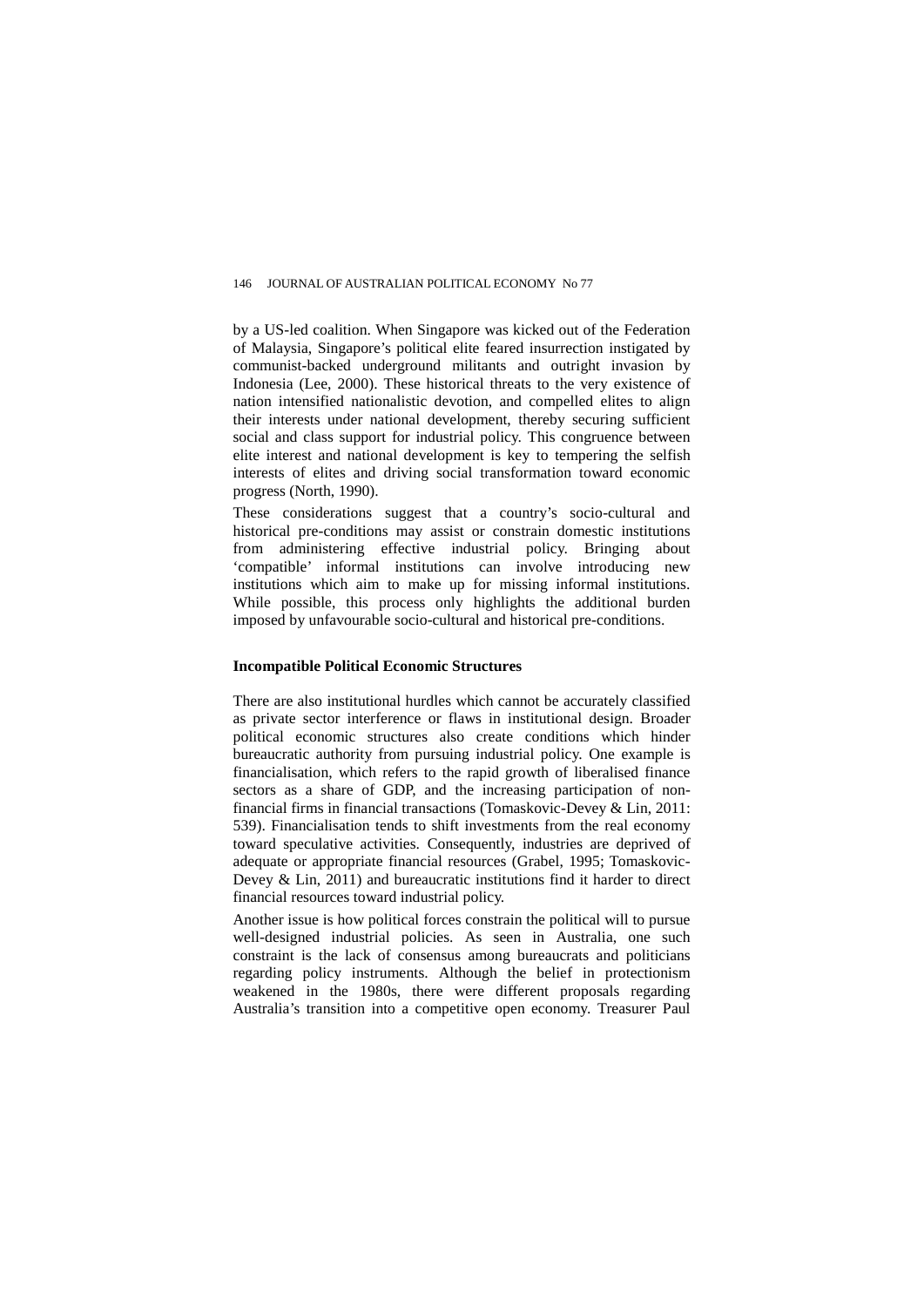by a US-led coalition. When Singapore was kicked out of the Federation of Malaysia, Singapore's political elite feared insurrection instigated by communist-backed underground militants and outright invasion by Indonesia (Lee, 2000). These historical threats to the very existence of nation intensified nationalistic devotion, and compelled elites to align their interests under national development, thereby securing sufficient social and class support for industrial policy. This congruence between elite interest and national development is key to tempering the selfish interests of elites and driving social transformation toward economic progress (North, 1990).

These considerations suggest that a country's socio-cultural and historical pre-conditions may assist or constrain domestic institutions from administering effective industrial policy. Bringing about 'compatible' informal institutions can involve introducing new institutions which aim to make up for missing informal institutions. While possible, this process only highlights the additional burden imposed by unfavourable socio-cultural and historical pre-conditions.

### Incompatible Political Economic Structures

There are also institutional hurdles which cannot be accurately classified as private sector interference or flaws in institutional design. Broader political economic structures also create conditions which hinder bureaucratic authority from pursuing industrial policy. One example is financialisation, which refers to the rapid growth of liberalised finance sectors as a share of GDP, and the increasing participation of non-financial firms in financial transactions (Tomaskovic-Devey & Lin, 2011: 539). Financialisation tends to shift investments from the real economy toward speculative activities. Consequently, industries are deprived of adequate or appropriate financial resources (Grabel, 1995; Tomaskovic-Devey & Lin, 2011) and bureaucratic institutions find it harder to direct financial resources toward industrial policy.

Another issue is how political forces constrain the political will to pursue well-designed industrial policies. As seen in Australia, one such constraint is the lack of consensus among bureaucrats and politicians regarding policy instruments. Although the belief in protectionism weakened in the 1980s, there were different proposals regarding Australia's transition into a competitive open economy. Treasurer Paul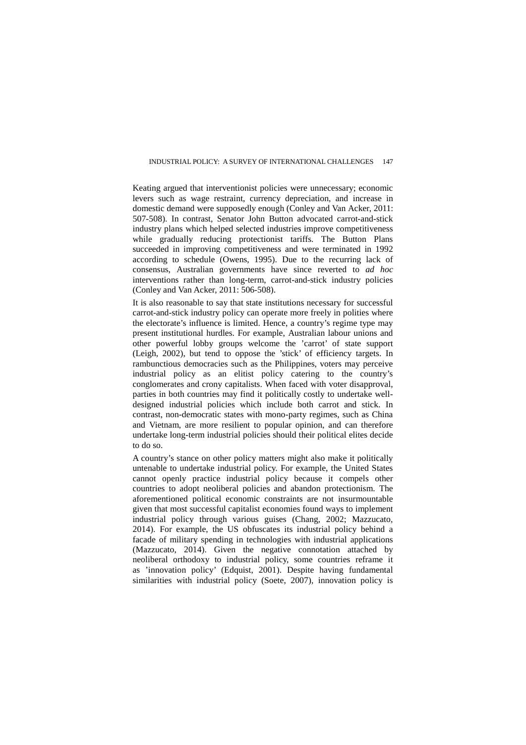Keating argued that interventionist policies were unnecessary; economic levers such as wage restraint, currency depreciation, and increase in domestic demand were supposedly enough (Conley and Van Acker, 2011: 507-508). In contrast, Senator John Button advocated carrot-and-stick industry plans which helped selected industries improve competitiveness while gradually reducing protectionist tariffs. The Button Plans succeeded in improving competitiveness and were terminated in 1992 according to schedule (Owens, 1995). Due to the recurring lack of consensus, Australian governments have since reverted to *ad hoc* interventions rather than long-term, carrot-and-stick industry policies (Conley and Van Acker, 2011: 506-508).

It is also reasonable to say that state institutions necessary for successful carrot-and-stick industry policy can operate more freely in polities where the electorate's influence is limited. Hence, a country's regime type may present institutional hurdles. For example, Australian labour unions and other powerful lobby groups welcome the 'carrot' of state support (Leigh, 2002), but tend to oppose the 'stick' of efficiency targets. In rambunctious democracies such as the Philippines, voters may perceive industrial policy as an elitist policy catering to the country's conglomerates and crony capitalists. When faced with voter disapproval, parties in both countries may find it politically costly to undertake well-designed industrial policies which include both carrot and stick. In contrast, non-democratic states with mono-party regimes, such as China and Vietnam, are more resilient to popular opinion, and can therefore undertake long-term industrial policies should their political elites decide to do so.

A country's stance on other policy matters might also make it politically untenable to undertake industrial policy. For example, the United States cannot openly practice industrial policy because it compels other countries to adopt neoliberal policies and abandon protectionism. The aforementioned political economic constraints are not insurmountable given that most successful capitalist economies found ways to implement industrial policy through various guises (Chang, 2002; Mazzucato, 2014). For example, the US obfuscates its industrial policy behind a facade of military spending in technologies with industrial applications (Mazzucato, 2014). Given the negative connotation attached by neoliberal orthodoxy to industrial policy, some countries reframe it as 'innovation policy' (Edquist, 2001). Despite having fundamental similarities with industrial policy (Soete, 2007), innovation policy is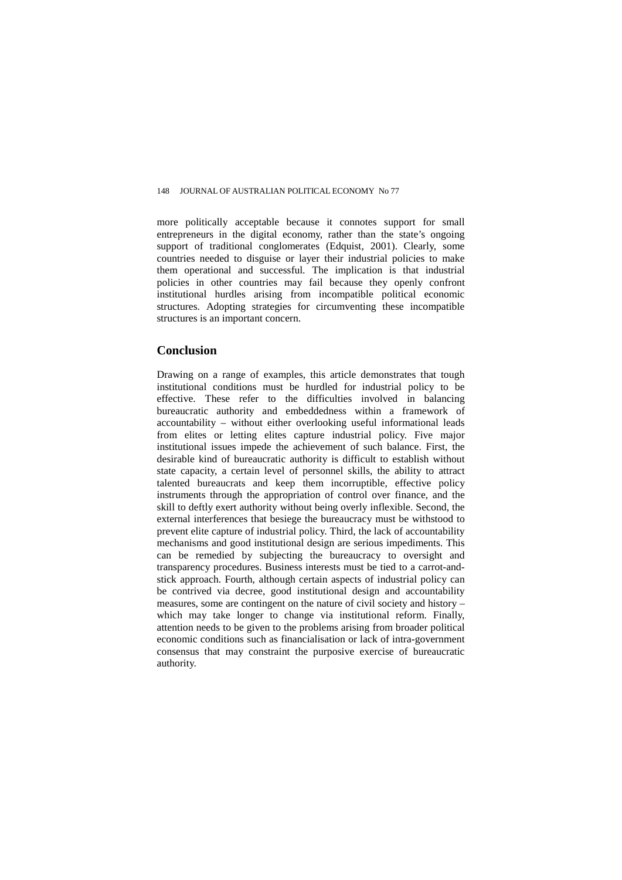more politically acceptable because it connotes support for small entrepreneurs in the digital economy, rather than the state's ongoing support of traditional conglomerates (Edquist, 2001). Clearly, some countries needed to disguise or layer their industrial policies to make them operational and successful. The implication is that industrial policies in other countries may fail because they openly confront institutional hurdles arising from incompatible political economic structures. Adopting strategies for circumventing these incompatible structures is an important concern.

## Conclusion

Drawing on a range of examples, this article demonstrates that tough institutional conditions must be hurdled for industrial policy to be effective. These refer to the difficulties involved in balancing bureaucratic authority and embeddedness within a framework of accountability – without either overlooking useful informational leads from elites or letting elites capture industrial policy. Five major institutional issues impede the achievement of such balance. First, the desirable kind of bureaucratic authority is difficult to establish without state capacity, a certain level of personnel skills, the ability to attract talented bureaucrats and keep them incorruptible, effective policy instruments through the appropriation of control over finance, and the skill to deftly exert authority without being overly inflexible. Second, the external interferences that besiege the bureaucracy must be withstood to prevent elite capture of industrial policy. Third, the lack of accountability mechanisms and good institutional design are serious impediments. This can be remedied by subjecting the bureaucracy to oversight and transparency procedures. Business interests must be tied to a carrot-and-stick approach. Fourth, although certain aspects of industrial policy can be contrived via decree, good institutional design and accountability measures, some are contingent on the nature of civil society and history – which may take longer to change via institutional reform. Finally, attention needs to be given to the problems arising from broader political economic conditions such as financialisation or lack of intra-government consensus that may constraint the purposive exercise of bureaucratic authority.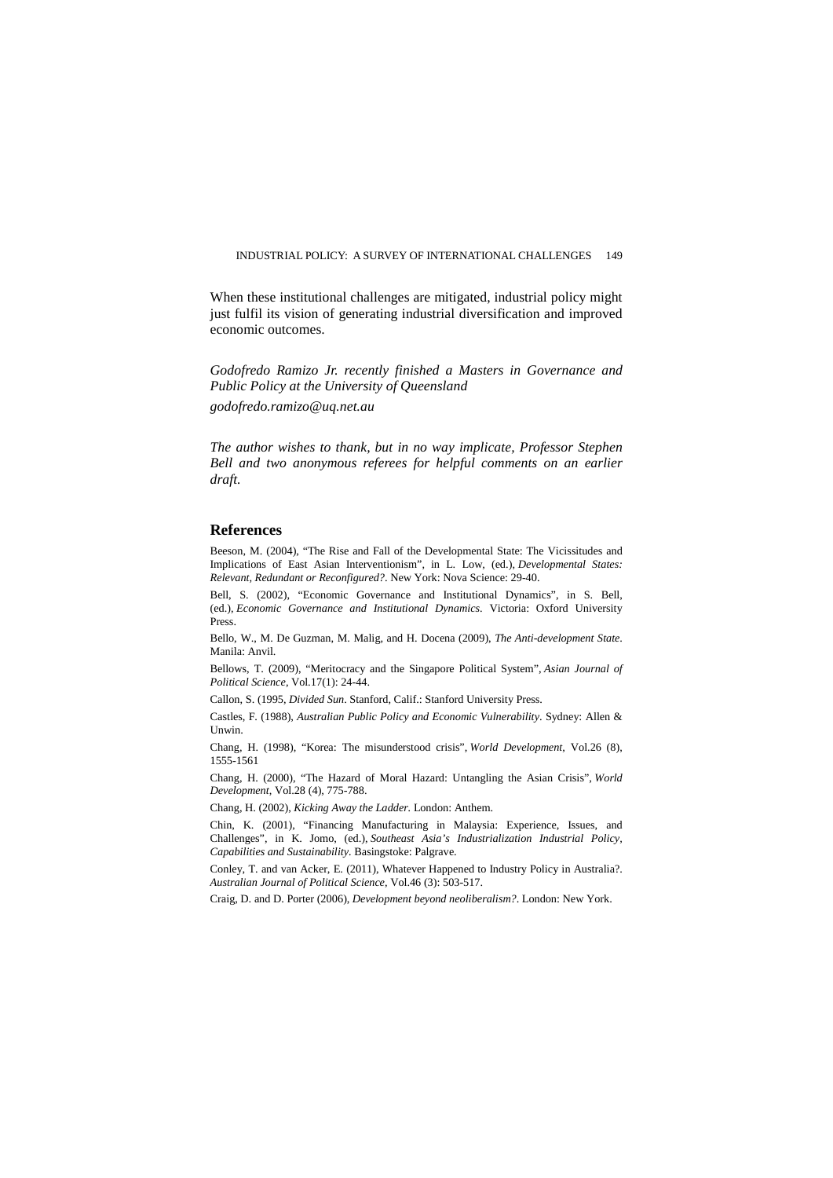When these institutional challenges are mitigated, industrial policy might just fulfil its vision of generating industrial diversification and improved economic outcomes.

*Godofredo Ramizo Jr. recently finished a Masters in Governance and Public Policy at the University of Queensland*

*godofredo.ramizo@uq.net.au*

*The author wishes to thank, but in no way implicate, Professor Stephen Bell and two anonymous referees for helpful comments on an earlier draft.*

## References

Beeson, M. (2004), "The Rise and Fall of the Developmental State: The Vicissitudes and Implications of East Asian Interventionism", in L. Low, (ed.), *Developmental States: Relevant, Redundant or Reconfigured?*. New York: Nova Science: 29-40.

Bell, S. (2002), "Economic Governance and Institutional Dynamics", in S. Bell, (ed.), *Economic Governance and Institutional Dynamics*. Victoria: Oxford University Press.

Bello, W., M. De Guzman, M. Malig, and H. Docena (2009), *The Anti-development State*. Manila: Anvil.

Bellows, T. (2009), "Meritocracy and the Singapore Political System", *Asian Journal of Political Science*, Vol.17(1): 24-44.

Callon, S. (1995, *Divided Sun*. Stanford, Calif.: Stanford University Press.

Castles, F. (1988), *Australian Public Policy and Economic Vulnerability*. Sydney: Allen & Unwin.

Chang, H. (1998), "Korea: The misunderstood crisis", *World Development*, Vol.26 (8), 1555-1561

Chang, H. (2000), "The Hazard of Moral Hazard: Untangling the Asian Crisis", *World Development*, Vol.28 (4), 775-788.

Chang, H. (2002), *Kicking Away the Ladder*. London: Anthem.

Chin, K. (2001), "Financing Manufacturing in Malaysia: Experience, Issues, and Challenges", in K. Jomo, (ed.), *Southeast Asia's Industrialization Industrial Policy, Capabilities and Sustainability*. Basingstoke: Palgrave.

Conley, T. and van Acker, E. (2011), Whatever Happened to Industry Policy in Australia?. *Australian Journal of Political Science*, Vol.46 (3): 503-517.

Craig, D. and D. Porter (2006), *Development beyond neoliberalism?*. London: New York.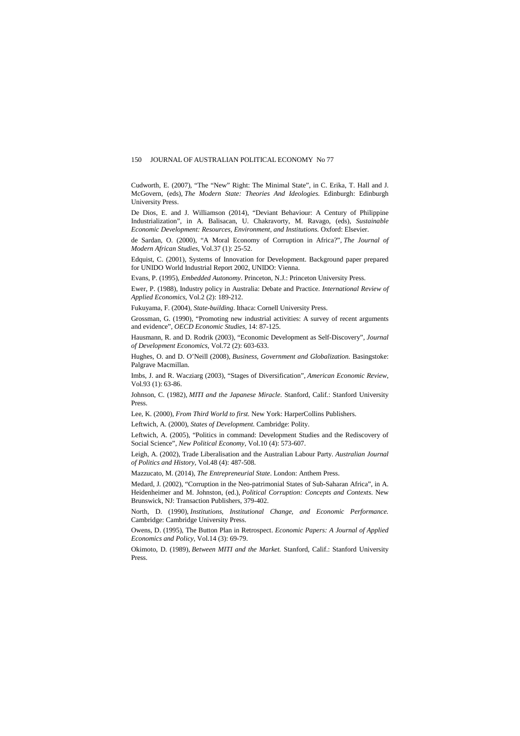Cudworth, E. (2007), "The "New" Right: The Minimal State", in C. Erika, T. Hall and J. McGovern, (eds), *The Modern State: Theories And Ideologies.* Edinburgh: Edinburgh University Press.

De Dios, E. and J. Williamson (2014), "Deviant Behaviour: A Century of Philippine Industrialization", in A. Balisacan, U. Chakravorty, M. Ravago, (eds), *Sustainable Economic Development: Resources, Environment, and Institutions.* Oxford: Elsevier.

de Sardan, O. (2000), "A Moral Economy of Corruption in Africa?", *The Journal of Modern African Studies*, Vol.37 (1): 25-52.

Edquist, C. (2001), Systems of Innovation for Development. Background paper prepared for UNIDO World Industrial Report 2002, UNIDO: Vienna.

Evans, P. (1995), *Embedded Autonomy*. Princeton, N.J.: Princeton University Press.

Ewer, P. (1988), Industry policy in Australia: Debate and Practice. *International Review of Applied Economics*, Vol.2 (2): 189-212.

Fukuyama, F. (2004), *State-building*. Ithaca: Cornell University Press.

Grossman, G. (1990), "Promoting new industrial activities: A survey of recent arguments and evidence", *OECD Economic Studies*, 14: 87-125.

Hausmann, R. and D. Rodrik (2003), "Economic Development as Self-Discovery", *Journal of Development Economics*, Vol.72 (2): 603-633.

Hughes, O. and D. O'Neill (2008), *Business, Government and Globalization.* Basingstoke: Palgrave Macmillan.

Imbs, J. and R. Wacziarg (2003), "Stages of Diversification", *American Economic Review*, Vol.93 (1): 63-86.

Johnson, C. (1982), *MITI and the Japanese Miracle.* Stanford, Calif.: Stanford University Press.

Lee, K. (2000), *From Third World to first.* New York: HarperCollins Publishers.

Leftwich, A. (2000), *States of Development.* Cambridge: Polity.

Leftwich, A. (2005), "Politics in command: Development Studies and the Rediscovery of Social Science", *New Political Economy*, Vol.10 (4): 573-607.

Leigh, A. (2002), Trade Liberalisation and the Australian Labour Party. *Australian Journal of Politics and History*, Vol.48 (4): 487-508.

Mazzucato, M. (2014), *The Entrepreneurial State*. London: Anthem Press.

Medard, J. (2002), "Corruption in the Neo-patrimonial States of Sub-Saharan Africa", in A. Heidenheimer and M. Johnston, (ed.), *Political Corruption: Concepts and Contexts*. New Brunswick, NJ: Transaction Publishers, 379-402.

North, D. (1990), *Institutions, Institutional Change, and Economic Performance.* Cambridge: Cambridge University Press.

Owens, D. (1995), The Button Plan in Retrospect. *Economic Papers: A Journal of Applied Economics and Policy*, Vol.14 (3): 69-79.

Okimoto, D. (1989), *Between MITI and the Market.* Stanford, Calif.: Stanford University Press.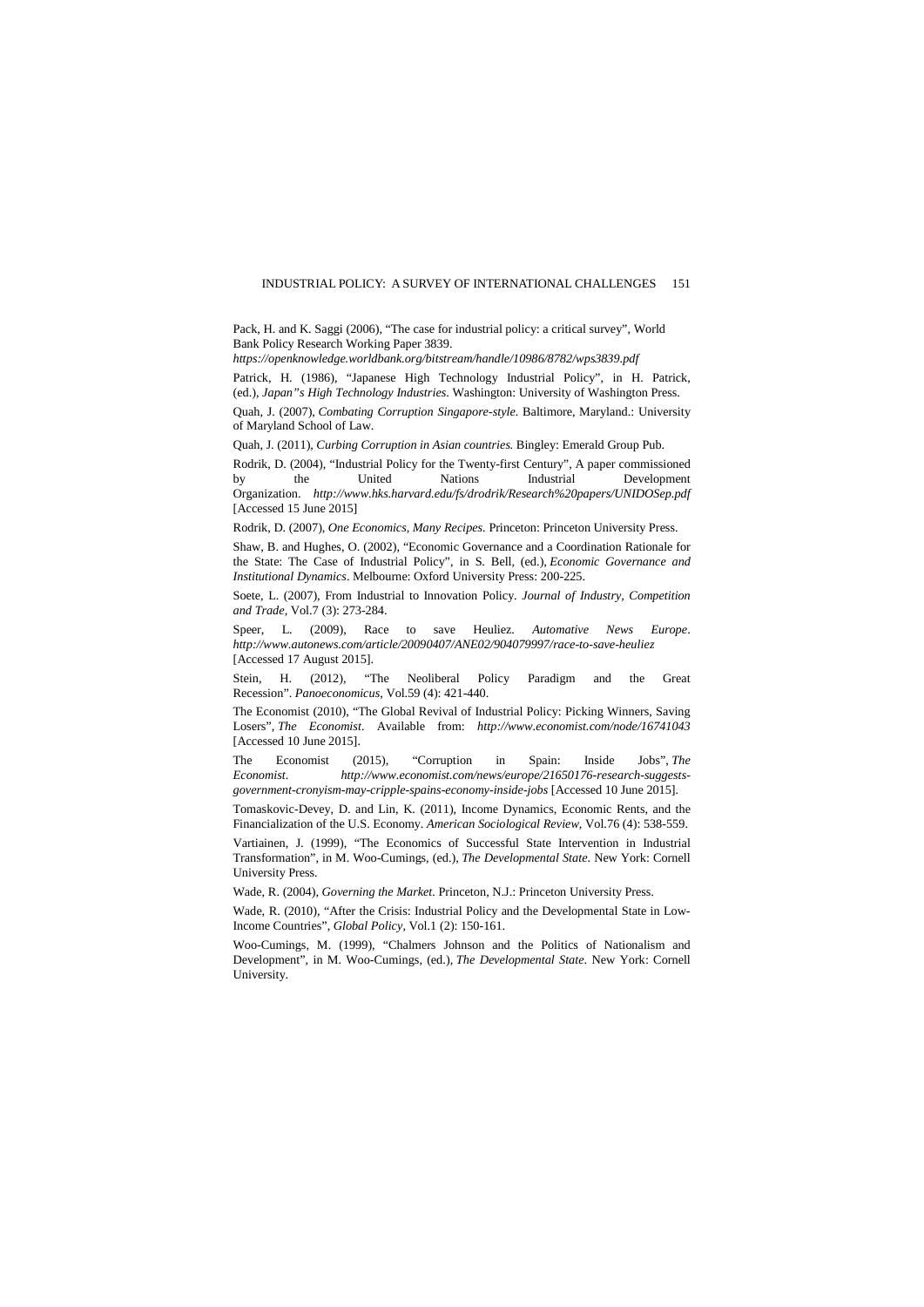Pack, H. and K. Saggi (2006), "The case for industrial policy: a critical survey", World Bank Policy Research Working Paper 3839. *https://openknowledge.worldbank.org/bitstream/handle/10986/8782/wps3839.pdf*

Patrick, H. (1986), "Japanese High Technology Industrial Policy", in H. Patrick, (ed.), *Japan"s High Technology Industries*. Washington: University of Washington Press.

Quah, J. (2007), *Combating Corruption Singapore-style.* Baltimore, Maryland.: University of Maryland School of Law.

Quah, J. (2011), *Curbing Corruption in Asian countries.* Bingley: Emerald Group Pub.

Rodrik, D. (2004), "Industrial Policy for the Twenty-first Century", A paper commissioned by the United Nations Industrial Development Organization. *http://www.hks.harvard.edu/fs/drodrik/Research%20papers/UNIDOSep.pdf* [Accessed 15 June 2015]

Rodrik, D. (2007), *One Economics, Many Recipes*. Princeton: Princeton University Press.

Shaw, B. and Hughes, O. (2002), "Economic Governance and a Coordination Rationale for the State: The Case of Industrial Policy", in S. Bell, (ed.), *Economic Governance and Institutional Dynamics*. Melbourne: Oxford University Press: 200-225.

Soete, L. (2007), From Industrial to Innovation Policy. *Journal of Industry, Competition and Trade*, Vol.7 (3): 273-284.

Speer, L. (2009), Race to save Heuliez. *Automative News Europe*. *http://www.autonews.com/article/20090407/ANE02/904079997/race-to-save-heuliez* [Accessed 17 August 2015].

Stein, H. (2012), "The Neoliberal Policy Paradigm and the Great Recession". *Panoeconomicus*, Vol.59 (4): 421-440.

The Economist (2010), "The Global Revival of Industrial Policy: Picking Winners, Saving Losers", *The Economist*. Available from: *http://www.economist.com/node/16741043* [Accessed 10 June 2015].

The Economist (2015), "Corruption in Spain: Inside Jobs", *The Economist*. *http://www.economist.com/news/europe/21650176-research-suggests-government-cronyism-may-cripple-spains-economy-inside-jobs* [Accessed 10 June 2015].

Tomaskovic-Devey, D. and Lin, K. (2011), Income Dynamics, Economic Rents, and the Financialization of the U.S. Economy. *American Sociological Review*, Vol.76 (4): 538-559.

Vartiainen, J. (1999), "The Economics of Successful State Intervention in Industrial Transformation", in M. Woo-Cumings, (ed.), *The Developmental State*. New York: Cornell University Press.

Wade, R. (2004), *Governing the Market*. Princeton, N.J.: Princeton University Press.

Wade, R. (2010), "After the Crisis: Industrial Policy and the Developmental State in Low-Income Countries", *Global Policy*, Vol.1 (2): 150-161.

Woo-Cumings, M. (1999), "Chalmers Johnson and the Politics of Nationalism and Development", in M. Woo-Cumings, (ed.), *The Developmental State*. New York: Cornell University.